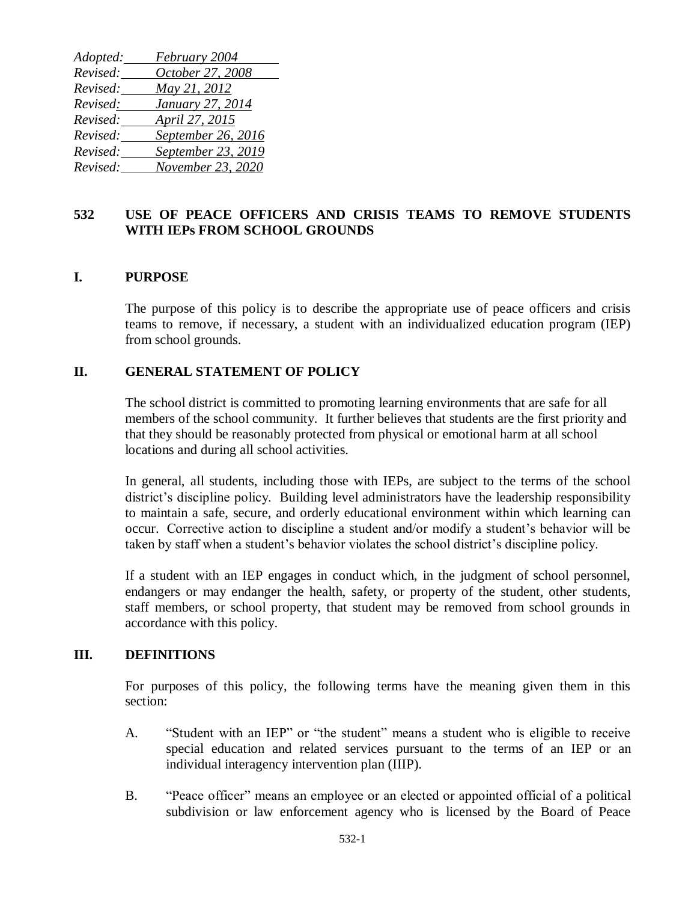*Adopted:* *February 2004*
*Revised:* *October 27, 2008*
*Revised:* *May 21, 2012*
*Revised:* *January 27, 2014*
*Revised:* *April 27, 2015*
*Revised:* *September 26, 2016*
*Revised:* *September 23, 2019*
*Revised:* *November 23, 2020*

# 532 USE OF PEACE OFFICERS AND CRISIS TEAMS TO REMOVE STUDENTS WITH IEPs FROM SCHOOL GROUNDS

## I. PURPOSE

The purpose of this policy is to describe the appropriate use of peace officers and crisis teams to remove, if necessary, a student with an individualized education program (IEP) from school grounds.

## II. GENERAL STATEMENT OF POLICY

The school district is committed to promoting learning environments that are safe for all members of the school community. It further believes that students are the first priority and that they should be reasonably protected from physical or emotional harm at all school locations and during all school activities.

In general, all students, including those with IEPs, are subject to the terms of the school district's discipline policy. Building level administrators have the leadership responsibility to maintain a safe, secure, and orderly educational environment within which learning can occur. Corrective action to discipline a student and/or modify a student's behavior will be taken by staff when a student's behavior violates the school district's discipline policy.

If a student with an IEP engages in conduct which, in the judgment of school personnel, endangers or may endanger the health, safety, or property of the student, other students, staff members, or school property, that student may be removed from school grounds in accordance with this policy.

## III. DEFINITIONS

For purposes of this policy, the following terms have the meaning given them in this section:

A. "Student with an IEP" or "the student" means a student who is eligible to receive special education and related services pursuant to the terms of an IEP or an individual interagency intervention plan (IIIP).

B. "Peace officer" means an employee or an elected or appointed official of a political subdivision or law enforcement agency who is licensed by the Board of Peace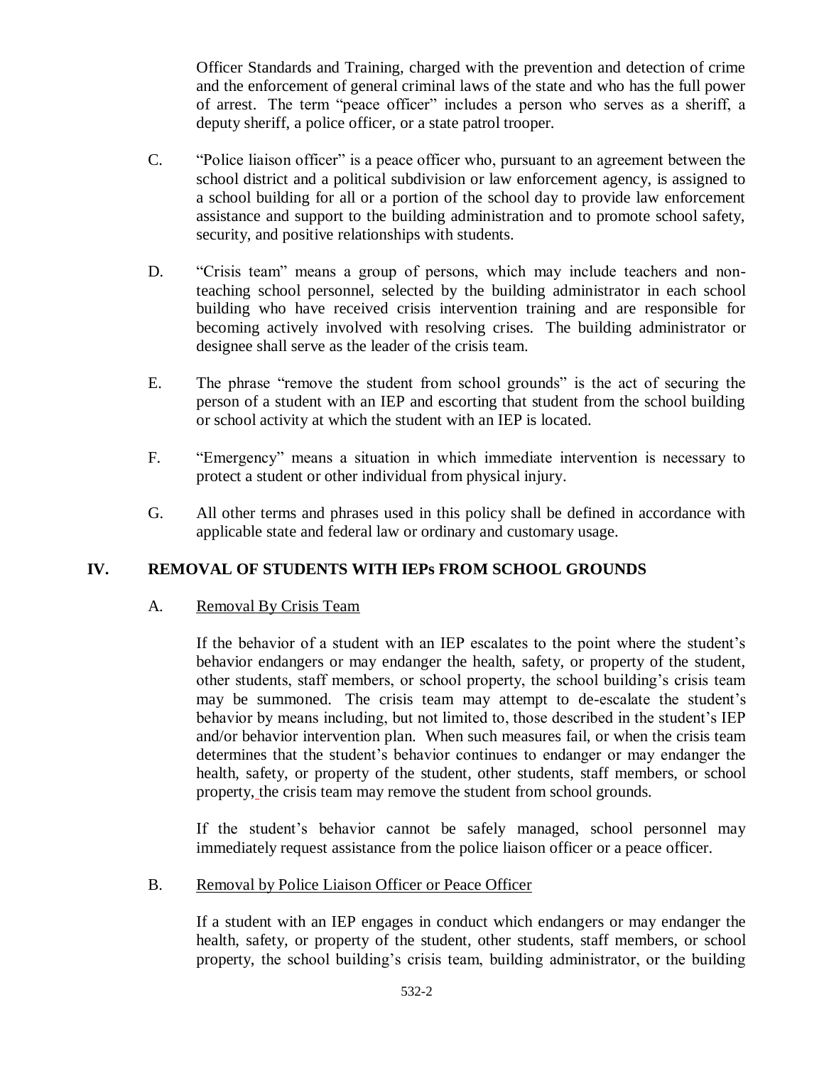Officer Standards and Training, charged with the prevention and detection of crime and the enforcement of general criminal laws of the state and who has the full power of arrest. The term "peace officer" includes a person who serves as a sheriff, a deputy sheriff, a police officer, or a state patrol trooper.

C. "Police liaison officer" is a peace officer who, pursuant to an agreement between the school district and a political subdivision or law enforcement agency, is assigned to a school building for all or a portion of the school day to provide law enforcement assistance and support to the building administration and to promote school safety, security, and positive relationships with students.

D. "Crisis team" means a group of persons, which may include teachers and non-teaching school personnel, selected by the building administrator in each school building who have received crisis intervention training and are responsible for becoming actively involved with resolving crises. The building administrator or designee shall serve as the leader of the crisis team.

E. The phrase "remove the student from school grounds" is the act of securing the person of a student with an IEP and escorting that student from the school building or school activity at which the student with an IEP is located.

F. "Emergency" means a situation in which immediate intervention is necessary to protect a student or other individual from physical injury.

G. All other terms and phrases used in this policy shall be defined in accordance with applicable state and federal law or ordinary and customary usage.

## IV. REMOVAL OF STUDENTS WITH IEPs FROM SCHOOL GROUNDS

### A. Removal By Crisis Team

If the behavior of a student with an IEP escalates to the point where the student's behavior endangers or may endanger the health, safety, or property of the student, other students, staff members, or school property, the school building's crisis team may be summoned. The crisis team may attempt to de-escalate the student's behavior by means including, but not limited to, those described in the student's IEP and/or behavior intervention plan. When such measures fail, or when the crisis team determines that the student's behavior continues to endanger or may endanger the health, safety, or property of the student, other students, staff members, or school property, the crisis team may remove the student from school grounds.

If the student's behavior cannot be safely managed, school personnel may immediately request assistance from the police liaison officer or a peace officer.

### B. Removal by Police Liaison Officer or Peace Officer

If a student with an IEP engages in conduct which endangers or may endanger the health, safety, or property of the student, other students, staff members, or school property, the school building's crisis team, building administrator, or the building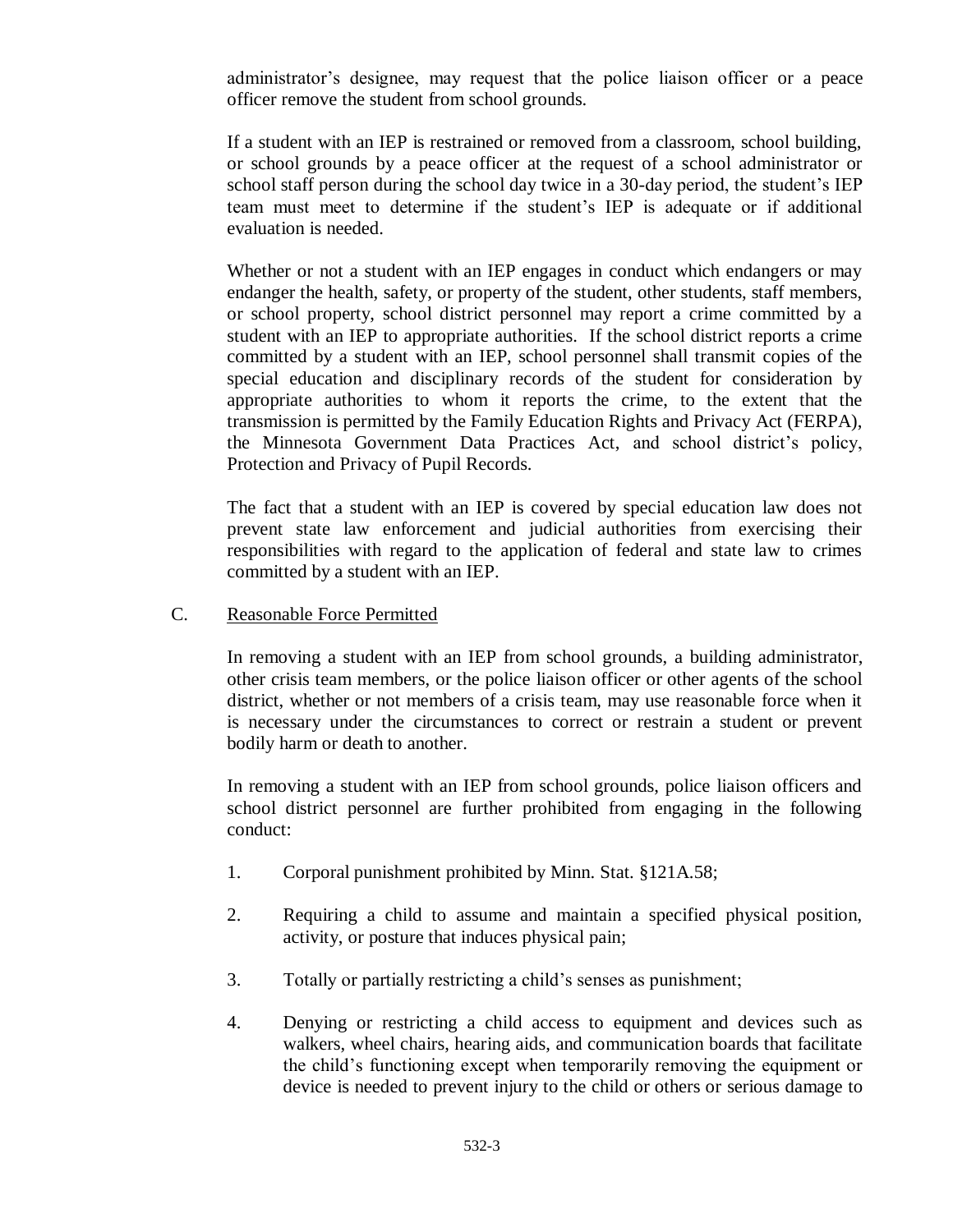administrator's designee, may request that the police liaison officer or a peace officer remove the student from school grounds.

If a student with an IEP is restrained or removed from a classroom, school building, or school grounds by a peace officer at the request of a school administrator or school staff person during the school day twice in a 30-day period, the student's IEP team must meet to determine if the student's IEP is adequate or if additional evaluation is needed.

Whether or not a student with an IEP engages in conduct which endangers or may endanger the health, safety, or property of the student, other students, staff members, or school property, school district personnel may report a crime committed by a student with an IEP to appropriate authorities. If the school district reports a crime committed by a student with an IEP, school personnel shall transmit copies of the special education and disciplinary records of the student for consideration by appropriate authorities to whom it reports the crime, to the extent that the transmission is permitted by the Family Education Rights and Privacy Act (FERPA), the Minnesota Government Data Practices Act, and school district's policy, Protection and Privacy of Pupil Records.

The fact that a student with an IEP is covered by special education law does not prevent state law enforcement and judicial authorities from exercising their responsibilities with regard to the application of federal and state law to crimes committed by a student with an IEP.

C. Reasonable Force Permitted

In removing a student with an IEP from school grounds, a building administrator, other crisis team members, or the police liaison officer or other agents of the school district, whether or not members of a crisis team, may use reasonable force when it is necessary under the circumstances to correct or restrain a student or prevent bodily harm or death to another.

In removing a student with an IEP from school grounds, police liaison officers and school district personnel are further prohibited from engaging in the following conduct:

1. Corporal punishment prohibited by Minn. Stat. §121A.58;

2. Requiring a child to assume and maintain a specified physical position, activity, or posture that induces physical pain;

3. Totally or partially restricting a child's senses as punishment;

4. Denying or restricting a child access to equipment and devices such as walkers, wheel chairs, hearing aids, and communication boards that facilitate the child's functioning except when temporarily removing the equipment or device is needed to prevent injury to the child or others or serious damage to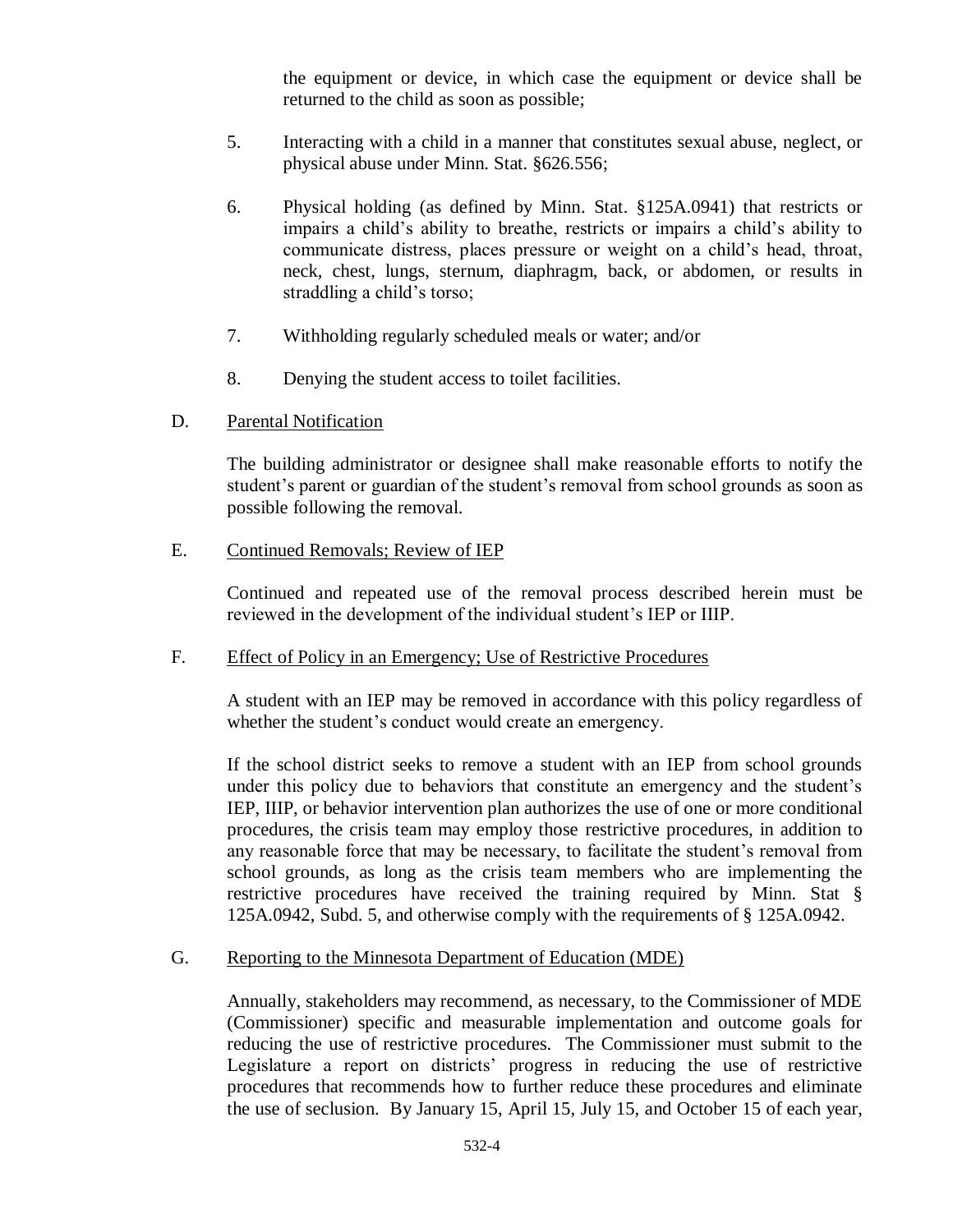the equipment or device, in which case the equipment or device shall be returned to the child as soon as possible;

5. Interacting with a child in a manner that constitutes sexual abuse, neglect, or physical abuse under Minn. Stat. §626.556;

6. Physical holding (as defined by Minn. Stat. §125A.0941) that restricts or impairs a child's ability to breathe, restricts or impairs a child's ability to communicate distress, places pressure or weight on a child's head, throat, neck, chest, lungs, sternum, diaphragm, back, or abdomen, or results in straddling a child's torso;

7. Withholding regularly scheduled meals or water; and/or

8. Denying the student access to toilet facilities.

D. Parental Notification

The building administrator or designee shall make reasonable efforts to notify the student's parent or guardian of the student's removal from school grounds as soon as possible following the removal.

E. Continued Removals; Review of IEP

Continued and repeated use of the removal process described herein must be reviewed in the development of the individual student's IEP or IIIP.

F. Effect of Policy in an Emergency; Use of Restrictive Procedures

A student with an IEP may be removed in accordance with this policy regardless of whether the student's conduct would create an emergency.

If the school district seeks to remove a student with an IEP from school grounds under this policy due to behaviors that constitute an emergency and the student's IEP, IIIP, or behavior intervention plan authorizes the use of one or more conditional procedures, the crisis team may employ those restrictive procedures, in addition to any reasonable force that may be necessary, to facilitate the student's removal from school grounds, as long as the crisis team members who are implementing the restrictive procedures have received the training required by Minn. Stat § 125A.0942, Subd. 5, and otherwise comply with the requirements of § 125A.0942.

G. Reporting to the Minnesota Department of Education (MDE)

Annually, stakeholders may recommend, as necessary, to the Commissioner of MDE (Commissioner) specific and measurable implementation and outcome goals for reducing the use of restrictive procedures. The Commissioner must submit to the Legislature a report on districts' progress in reducing the use of restrictive procedures that recommends how to further reduce these procedures and eliminate the use of seclusion. By January 15, April 15, July 15, and October 15 of each year,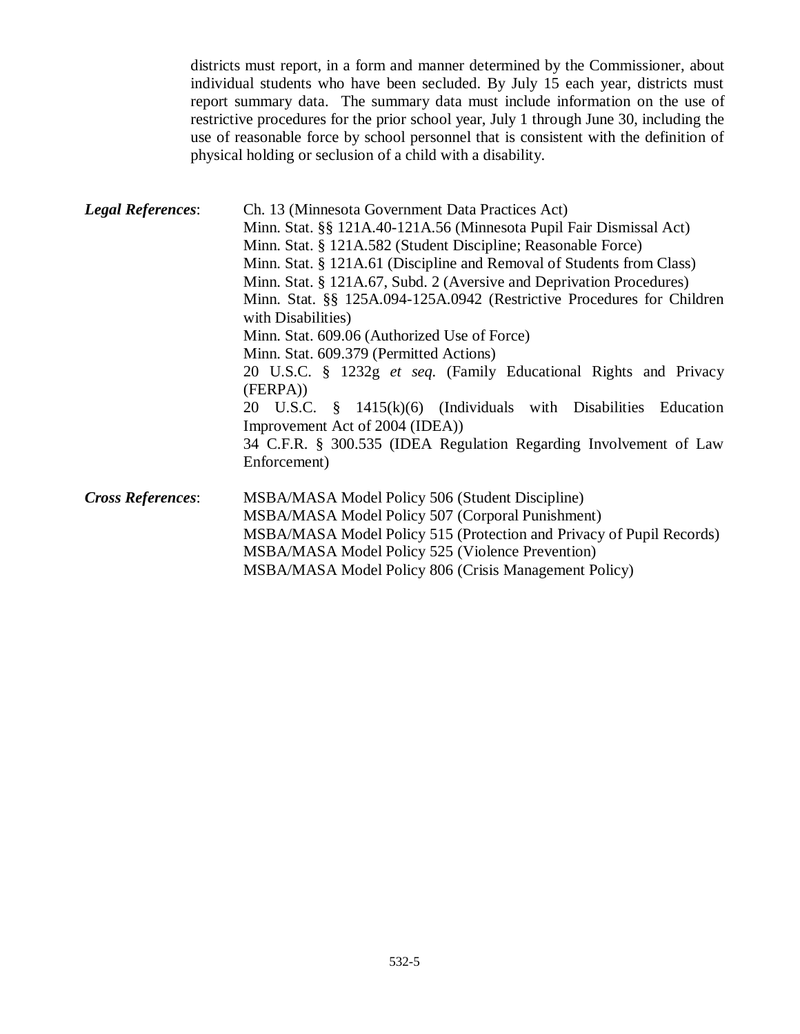districts must report, in a form and manner determined by the Commissioner, about individual students who have been secluded. By July 15 each year, districts must report summary data. The summary data must include information on the use of restrictive procedures for the prior school year, July 1 through June 30, including the use of reasonable force by school personnel that is consistent with the definition of physical holding or seclusion of a child with a disability.

***Legal References***:

Ch. 13 (Minnesota Government Data Practices Act)
Minn. Stat. §§ 121A.40-121A.56 (Minnesota Pupil Fair Dismissal Act)
Minn. Stat. § 121A.582 (Student Discipline; Reasonable Force)
Minn. Stat. § 121A.61 (Discipline and Removal of Students from Class)
Minn. Stat. § 121A.67, Subd. 2 (Aversive and Deprivation Procedures)
Minn. Stat. §§ 125A.094-125A.0942 (Restrictive Procedures for Children with Disabilities)
Minn. Stat. 609.06 (Authorized Use of Force)
Minn. Stat. 609.379 (Permitted Actions)
20 U.S.C. § 1232g *et seq.* (Family Educational Rights and Privacy (FERPA))
20 U.S.C. § 1415(k)(6) (Individuals with Disabilities Education Improvement Act of 2004 (IDEA))
34 C.F.R. § 300.535 (IDEA Regulation Regarding Involvement of Law Enforcement)

***Cross References***:

MSBA/MASA Model Policy 506 (Student Discipline)
MSBA/MASA Model Policy 507 (Corporal Punishment)
MSBA/MASA Model Policy 515 (Protection and Privacy of Pupil Records)
MSBA/MASA Model Policy 525 (Violence Prevention)
MSBA/MASA Model Policy 806 (Crisis Management Policy)